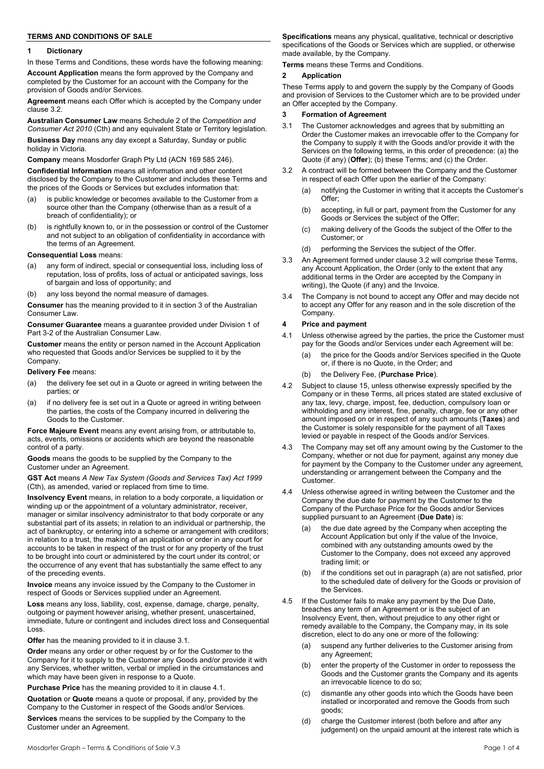**TERMS AND CONDITIONS OF SALE**

## 1 Dictionary

In these Terms and Conditions, these words have the following meaning:

**Account Application** means the form approved by the Company and completed by the Customer for an account with the Company for the provision of Goods and/or Services.

**Agreement** means each Offer which is accepted by the Company under clause 3.2.

**Australian Consumer Law** means Schedule 2 of the *Competition and Consumer Act 2010* (Cth) and any equivalent State or Territory legislation.

**Business Day** means any day except a Saturday, Sunday or public holiday in Victoria.

**Company** means Mosdorfer Graph Pty Ltd (ACN 169 585 246).

**Confidential Information** means all information and other content disclosed by the Company to the Customer and includes these Terms and the prices of the Goods or Services but excludes information that:

(a) is public knowledge or becomes available to the Customer from a source other than the Company (otherwise than as a result of a breach of confidentiality); or

(b) is rightfully known to, or in the possession or control of the Customer and not subject to an obligation of confidentiality in accordance with the terms of an Agreement.

**Consequential Loss** means:

(a) any form of indirect, special or consequential loss, including loss of reputation, loss of profits, loss of actual or anticipated savings, loss of bargain and loss of opportunity; and

(b) any loss beyond the normal measure of damages.

**Consumer** has the meaning provided to it in section 3 of the Australian Consumer Law.

**Consumer Guarantee** means a guarantee provided under Division 1 of Part 3-2 of the Australian Consumer Law.

**Customer** means the entity or person named in the Account Application who requested that Goods and/or Services be supplied to it by the Company.

**Delivery Fee** means:

(a) the delivery fee set out in a Quote or agreed in writing between the parties; or

(a) if no delivery fee is set out in a Quote or agreed in writing between the parties, the costs of the Company incurred in delivering the Goods to the Customer.

**Force Majeure Event** means any event arising from, or attributable to, acts, events, omissions or accidents which are beyond the reasonable control of a party.

**Goods** means the goods to be supplied by the Company to the Customer under an Agreement.

**GST Act** means *A New Tax System (Goods and Services Tax) Act 1999* (Cth), as amended, varied or replaced from time to time.

**Insolvency Event** means, in relation to a body corporate, a liquidation or winding up or the appointment of a voluntary administrator, receiver, manager or similar insolvency administrator to that body corporate or any substantial part of its assets; in relation to an individual or partnership, the act of bankruptcy, or entering into a scheme or arrangement with creditors; in relation to a trust, the making of an application or order in any court for accounts to be taken in respect of the trust or for any property of the trust to be brought into court or administered by the court under its control; or the occurrence of any event that has substantially the same effect to any of the preceding events.

**Invoice** means any invoice issued by the Company to the Customer in respect of Goods or Services supplied under an Agreement.

**Loss** means any loss, liability, cost, expense, damage, charge, penalty, outgoing or payment however arising, whether present, unascertained, immediate, future or contingent and includes direct loss and Consequential Loss.

**Offer** has the meaning provided to it in clause 3.1.

**Order** means any order or other request by or for the Customer to the Company for it to supply to the Customer any Goods and/or provide it with any Services, whether written, verbal or implied in the circumstances and which may have been given in response to a Quote.

**Purchase Price** has the meaning provided to it in clause 4.1.

**Quotation** or **Quote** means a quote or proposal, if any, provided by the Company to the Customer in respect of the Goods and/or Services.

**Services** means the services to be supplied by the Company to the Customer under an Agreement.

**Specifications** means any physical, qualitative, technical or descriptive specifications of the Goods or Services which are supplied, or otherwise made available, by the Company.

**Terms** means these Terms and Conditions.

## 2 Application

These Terms apply to and govern the supply by the Company of Goods and provision of Services to the Customer which are to be provided under an Offer accepted by the Company.

## 3 Formation of Agreement

3.1 The Customer acknowledges and agrees that by submitting an Order the Customer makes an irrevocable offer to the Company for the Company to supply it with the Goods and/or provide it with the Services on the following terms, in this order of precedence: (a) the Quote (if any) (**Offer**); (b) these Terms; and (c) the Order.

3.2 A contract will be formed between the Company and the Customer in respect of each Offer upon the earlier of the Company:

(a) notifying the Customer in writing that it accepts the Customer's Offer;

(b) accepting, in full or part, payment from the Customer for any Goods or Services the subject of the Offer;

(c) making delivery of the Goods the subject of the Offer to the Customer; or

(d) performing the Services the subject of the Offer.

3.3 An Agreement formed under clause 3.2 will comprise these Terms, any Account Application, the Order (only to the extent that any additional terms in the Order are accepted by the Company in writing), the Quote (if any) and the Invoice.

3.4 The Company is not bound to accept any Offer and may decide not to accept any Offer for any reason and in the sole discretion of the Company.

## 4 Price and payment

4.1 Unless otherwise agreed by the parties, the price the Customer must pay for the Goods and/or Services under each Agreement will be:

(a) the price for the Goods and/or Services specified in the Quote or, if there is no Quote, in the Order; and

(b) the Delivery Fee, (**Purchase Price**).

4.2 Subject to clause 15, unless otherwise expressly specified by the Company or in these Terms, all prices stated are stated exclusive of any tax, levy, charge, impost, fee, deduction, compulsory loan or withholding and any interest, fine, penalty, charge, fee or any other amount imposed on or in respect of any such amounts (**Taxes**) and the Customer is solely responsible for the payment of all Taxes levied or payable in respect of the Goods and/or Services.

4.3 The Company may set off any amount owing by the Customer to the Company, whether or not due for payment, against any money due for payment by the Company to the Customer under any agreement, understanding or arrangement between the Company and the Customer.

4.4 Unless otherwise agreed in writing between the Customer and the Company the due date for payment by the Customer to the Company of the Purchase Price for the Goods and/or Services supplied pursuant to an Agreement (**Due Date**) is:

(a) the due date agreed by the Company when accepting the Account Application but only if the value of the Invoice, combined with any outstanding amounts owed by the Customer to the Company, does not exceed any approved trading limit; or

(b) if the conditions set out in paragraph (a) are not satisfied, prior to the scheduled date of delivery for the Goods or provision of the Services.

4.5 If the Customer fails to make any payment by the Due Date, breaches any term of an Agreement or is the subject of an Insolvency Event, then, without prejudice to any other right or remedy available to the Company, the Company may, in its sole discretion, elect to do any one or more of the following:

(a) suspend any further deliveries to the Customer arising from any Agreement;

(b) enter the property of the Customer in order to repossess the Goods and the Customer grants the Company and its agents an irrevocable licence to do so;

(c) dismantle any other goods into which the Goods have been installed or incorporated and remove the Goods from such goods;

(d) charge the Customer interest (both before and after any judgement) on the unpaid amount at the interest rate which is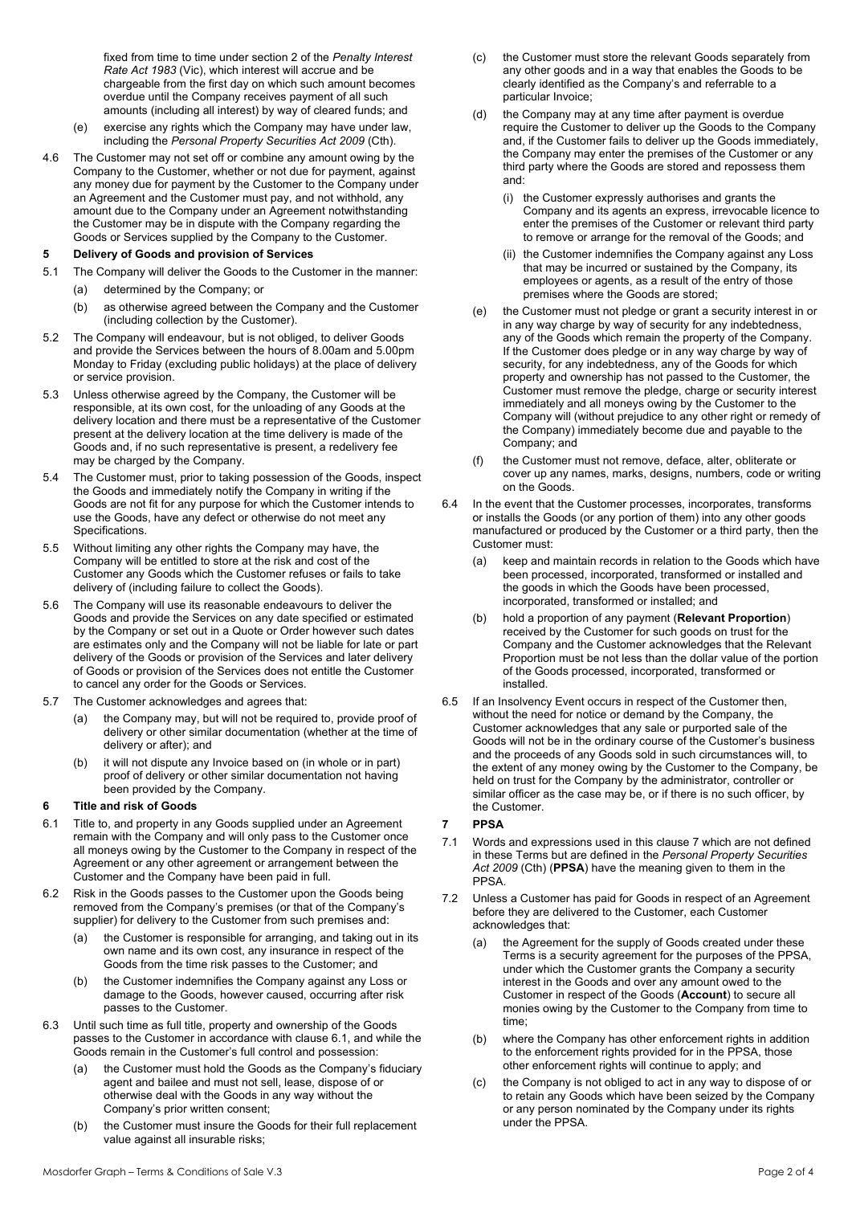fixed from time to time under section 2 of the *Penalty Interest Rate Act 1983* (Vic), which interest will accrue and be chargeable from the first day on which such amount becomes overdue until the Company receives payment of all such amounts (including all interest) by way of cleared funds; and

(e) exercise any rights which the Company may have under law, including the *Personal Property Securities Act 2009* (Cth).

4.6 The Customer may not set off or combine any amount owing by the Company to the Customer, whether or not due for payment, against any money due for payment by the Customer to the Company under an Agreement and the Customer must pay, and not withhold, any amount due to the Company under an Agreement notwithstanding the Customer may be in dispute with the Company regarding the Goods or Services supplied by the Company to the Customer.

## 5 Delivery of Goods and provision of Services

5.1 The Company will deliver the Goods to the Customer in the manner:

(a) determined by the Company; or

(b) as otherwise agreed between the Company and the Customer (including collection by the Customer).

5.2 The Company will endeavour, but is not obliged, to deliver Goods and provide the Services between the hours of 8.00am and 5.00pm Monday to Friday (excluding public holidays) at the place of delivery or service provision.

5.3 Unless otherwise agreed by the Company, the Customer will be responsible, at its own cost, for the unloading of any Goods at the delivery location and there must be a representative of the Customer present at the delivery location at the time delivery is made of the Goods and, if no such representative is present, a redelivery fee may be charged by the Company.

5.4 The Customer must, prior to taking possession of the Goods, inspect the Goods and immediately notify the Company in writing if the Goods are not fit for any purpose for which the Customer intends to use the Goods, have any defect or otherwise do not meet any Specifications.

5.5 Without limiting any other rights the Company may have, the Company will be entitled to store at the risk and cost of the Customer any Goods which the Customer refuses or fails to take delivery of (including failure to collect the Goods).

5.6 The Company will use its reasonable endeavours to deliver the Goods and provide the Services on any date specified or estimated by the Company or set out in a Quote or Order however such dates are estimates only and the Company will not be liable for late or part delivery of the Goods or provision of the Services and later delivery of Goods or provision of the Services does not entitle the Customer to cancel any order for the Goods or Services.

5.7 The Customer acknowledges and agrees that:

(a) the Company may, but will not be required to, provide proof of delivery or other similar documentation (whether at the time of delivery or after); and

(b) it will not dispute any Invoice based on (in whole or in part) proof of delivery or other similar documentation not having been provided by the Company.

## 6 Title and risk of Goods

6.1 Title to, and property in any Goods supplied under an Agreement remain with the Company and will only pass to the Customer once all moneys owing by the Customer to the Company in respect of the Agreement or any other agreement or arrangement between the Customer and the Company have been paid in full.

6.2 Risk in the Goods passes to the Customer upon the Goods being removed from the Company's premises (or that of the Company's supplier) for delivery to the Customer from such premises and:

(a) the Customer is responsible for arranging, and taking out in its own name and its own cost, any insurance in respect of the Goods from the time risk passes to the Customer; and

(b) the Customer indemnifies the Company against any Loss or damage to the Goods, however caused, occurring after risk passes to the Customer.

6.3 Until such time as full title, property and ownership of the Goods passes to the Customer in accordance with clause 6.1, and while the Goods remain in the Customer's full control and possession:

(a) the Customer must hold the Goods as the Company's fiduciary agent and bailee and must not sell, lease, dispose of or otherwise deal with the Goods in any way without the Company's prior written consent;

(b) the Customer must insure the Goods for their full replacement value against all insurable risks;

(c) the Customer must store the relevant Goods separately from any other goods and in a way that enables the Goods to be clearly identified as the Company's and referrable to a particular Invoice;

(d) the Company may at any time after payment is overdue require the Customer to deliver up the Goods to the Company and, if the Customer fails to deliver up the Goods immediately, the Company may enter the premises of the Customer or any third party where the Goods are stored and repossess them and:

(i) the Customer expressly authorises and grants the Company and its agents an express, irrevocable licence to enter the premises of the Customer or relevant third party to remove or arrange for the removal of the Goods; and

(ii) the Customer indemnifies the Company against any Loss that may be incurred or sustained by the Company, its employees or agents, as a result of the entry of those premises where the Goods are stored;

(e) the Customer must not pledge or grant a security interest in or in any way charge by way of security for any indebtedness, any of the Goods which remain the property of the Company. If the Customer does pledge or in any way charge by way of security, for any indebtedness, any of the Goods for which property and ownership has not passed to the Customer, the Customer must remove the pledge, charge or security interest immediately and all moneys owing by the Customer to the Company will (without prejudice to any other right or remedy of the Company) immediately become due and payable to the Company; and

(f) the Customer must not remove, deface, alter, obliterate or cover up any names, marks, designs, numbers, code or writing on the Goods.

6.4 In the event that the Customer processes, incorporates, transforms or installs the Goods (or any portion of them) into any other goods manufactured or produced by the Customer or a third party, then the Customer must:

(a) keep and maintain records in relation to the Goods which have been processed, incorporated, transformed or installed and the goods in which the Goods have been processed, incorporated, transformed or installed; and

(b) hold a proportion of any payment (**Relevant Proportion**) received by the Customer for such goods on trust for the Company and the Customer acknowledges that the Relevant Proportion must be not less than the dollar value of the portion of the Goods processed, incorporated, transformed or installed.

6.5 If an Insolvency Event occurs in respect of the Customer then, without the need for notice or demand by the Company, the Customer acknowledges that any sale or purported sale of the Goods will not be in the ordinary course of the Customer's business and the proceeds of any Goods sold in such circumstances will, to the extent of any money owing by the Customer to the Company, be held on trust for the Company by the administrator, controller or similar officer as the case may be, or if there is no such officer, by the Customer.

## 7 PPSA

7.1 Words and expressions used in this clause 7 which are not defined in these Terms but are defined in the *Personal Property Securities Act 2009* (Cth) (**PPSA**) have the meaning given to them in the PPSA.

7.2 Unless a Customer has paid for Goods in respect of an Agreement before they are delivered to the Customer, each Customer acknowledges that:

(a) the Agreement for the supply of Goods created under these Terms is a security agreement for the purposes of the PPSA, under which the Customer grants the Company a security interest in the Goods and over any amount owed to the Customer in respect of the Goods (**Account**) to secure all monies owing by the Customer to the Company from time to time;

(b) where the Company has other enforcement rights in addition to the enforcement rights provided for in the PPSA, those other enforcement rights will continue to apply; and

(c) the Company is not obliged to act in any way to dispose of or to retain any Goods which have been seized by the Company or any person nominated by the Company under its rights under the PPSA.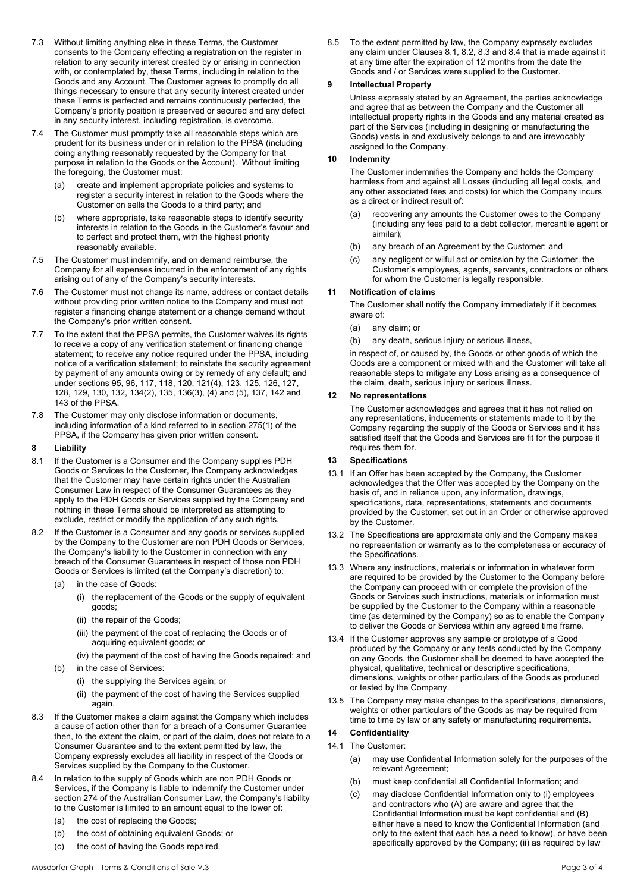7.3 Without limiting anything else in these Terms, the Customer consents to the Company effecting a registration on the register in relation to any security interest created by or arising in connection with, or contemplated by, these Terms, including in relation to the Goods and any Account. The Customer agrees to promptly do all things necessary to ensure that any security interest created under these Terms is perfected and remains continuously perfected, the Company's priority position is preserved or secured and any defect in any security interest, including registration, is overcome.

7.4 The Customer must promptly take all reasonable steps which are prudent for its business under or in relation to the PPSA (including doing anything reasonably requested by the Company for that purpose in relation to the Goods or the Account). Without limiting the foregoing, the Customer must:

(a) create and implement appropriate policies and systems to register a security interest in relation to the Goods where the Customer on sells the Goods to a third party; and

(b) where appropriate, take reasonable steps to identify security interests in relation to the Goods in the Customer's favour and to perfect and protect them, with the highest priority reasonably available.

7.5 The Customer must indemnify, and on demand reimburse, the Company for all expenses incurred in the enforcement of any rights arising out of any of the Company's security interests.

7.6 The Customer must not change its name, address or contact details without providing prior written notice to the Company and must not register a financing change statement or a change demand without the Company's prior written consent.

7.7 To the extent that the PPSA permits, the Customer waives its rights to receive a copy of any verification statement or financing change statement; to receive any notice required under the PPSA, including notice of a verification statement; to reinstate the security agreement by payment of any amounts owing or by remedy of any default; and under sections 95, 96, 117, 118, 120, 121(4), 123, 125, 126, 127, 128, 129, 130, 132, 134(2), 135, 136(3), (4) and (5), 137, 142 and 143 of the PPSA.

7.8 The Customer may only disclose information or documents, including information of a kind referred to in section 275(1) of the PPSA, if the Company has given prior written consent.

## 8 Liability

8.1 If the Customer is a Consumer and the Company supplies PDH Goods or Services to the Customer, the Company acknowledges that the Customer may have certain rights under the Australian Consumer Law in respect of the Consumer Guarantees as they apply to the PDH Goods or Services supplied by the Company and nothing in these Terms should be interpreted as attempting to exclude, restrict or modify the application of any such rights.

8.2 If the Customer is a Consumer and any goods or services supplied by the Company to the Customer are non PDH Goods or Services, the Company's liability to the Customer in connection with any breach of the Consumer Guarantees in respect of those non PDH Goods or Services is limited (at the Company's discretion) to:

(a) in the case of Goods:

(i) the replacement of the Goods or the supply of equivalent goods;

(ii) the repair of the Goods;

(iii) the payment of the cost of replacing the Goods or of acquiring equivalent goods; or

(iv) the payment of the cost of having the Goods repaired; and

(b) in the case of Services:

(i) the supplying the Services again; or

(ii) the payment of the cost of having the Services supplied again.

8.3 If the Customer makes a claim against the Company which includes a cause of action other than for a breach of a Consumer Guarantee then, to the extent the claim, or part of the claim, does not relate to a Consumer Guarantee and to the extent permitted by law, the Company expressly excludes all liability in respect of the Goods or Services supplied by the Company to the Customer.

8.4 In relation to the supply of Goods which are non PDH Goods or Services, if the Company is liable to indemnify the Customer under section 274 of the Australian Consumer Law, the Company's liability to the Customer is limited to an amount equal to the lower of:

(a) the cost of replacing the Goods;

(b) the cost of obtaining equivalent Goods; or

(c) the cost of having the Goods repaired.

8.5 To the extent permitted by law, the Company expressly excludes any claim under Clauses 8.1, 8.2, 8.3 and 8.4 that is made against it at any time after the expiration of 12 months from the date the Goods and / or Services were supplied to the Customer.

## 9 Intellectual Property

Unless expressly stated by an Agreement, the parties acknowledge and agree that as between the Company and the Customer all intellectual property rights in the Goods and any material created as part of the Services (including in designing or manufacturing the Goods) vests in and exclusively belongs to and are irrevocably assigned to the Company.

## 10 Indemnity

The Customer indemnifies the Company and holds the Company harmless from and against all Losses (including all legal costs, and any other associated fees and costs) for which the Company incurs as a direct or indirect result of:

(a) recovering any amounts the Customer owes to the Company (including any fees paid to a debt collector, mercantile agent or similar);

(b) any breach of an Agreement by the Customer; and

(c) any negligent or wilful act or omission by the Customer, the Customer's employees, agents, servants, contractors or others for whom the Customer is legally responsible.

## 11 Notification of claims

The Customer shall notify the Company immediately if it becomes aware of:

(a) any claim; or

(b) any death, serious injury or serious illness,

in respect of, or caused by, the Goods or other goods of which the Goods are a component or mixed with and the Customer will take all reasonable steps to mitigate any Loss arising as a consequence of the claim, death, serious injury or serious illness.

## 12 No representations

The Customer acknowledges and agrees that it has not relied on any representations, inducements or statements made to it by the Company regarding the supply of the Goods or Services and it has satisfied itself that the Goods and Services are fit for the purpose it requires them for.

## 13 Specifications

13.1 If an Offer has been accepted by the Company, the Customer acknowledges that the Offer was accepted by the Company on the basis of, and in reliance upon, any information, drawings, specifications, data, representations, statements and documents provided by the Customer, set out in an Order or otherwise approved by the Customer.

13.2 The Specifications are approximate only and the Company makes no representation or warranty as to the completeness or accuracy of the Specifications.

13.3 Where any instructions, materials or information in whatever form are required to be provided by the Customer to the Company before the Company can proceed with or complete the provision of the Goods or Services such instructions, materials or information must be supplied by the Customer to the Company within a reasonable time (as determined by the Company) so as to enable the Company to deliver the Goods or Services within any agreed time frame.

13.4 If the Customer approves any sample or prototype of a Good produced by the Company or any tests conducted by the Company on any Goods, the Customer shall be deemed to have accepted the physical, qualitative, technical or descriptive specifications, dimensions, weights or other particulars of the Goods as produced or tested by the Company.

13.5 The Company may make changes to the specifications, dimensions, weights or other particulars of the Goods as may be required from time to time by law or any safety or manufacturing requirements.

## 14 Confidentiality

14.1 The Customer:

(a) may use Confidential Information solely for the purposes of the relevant Agreement;

(b) must keep confidential all Confidential Information; and

(c) may disclose Confidential Information only to (i) employees and contractors who (A) are aware and agree that the Confidential Information must be kept confidential and (B) either have a need to know the Confidential Information (and only to the extent that each has a need to know), or have been specifically approved by the Company; (ii) as required by law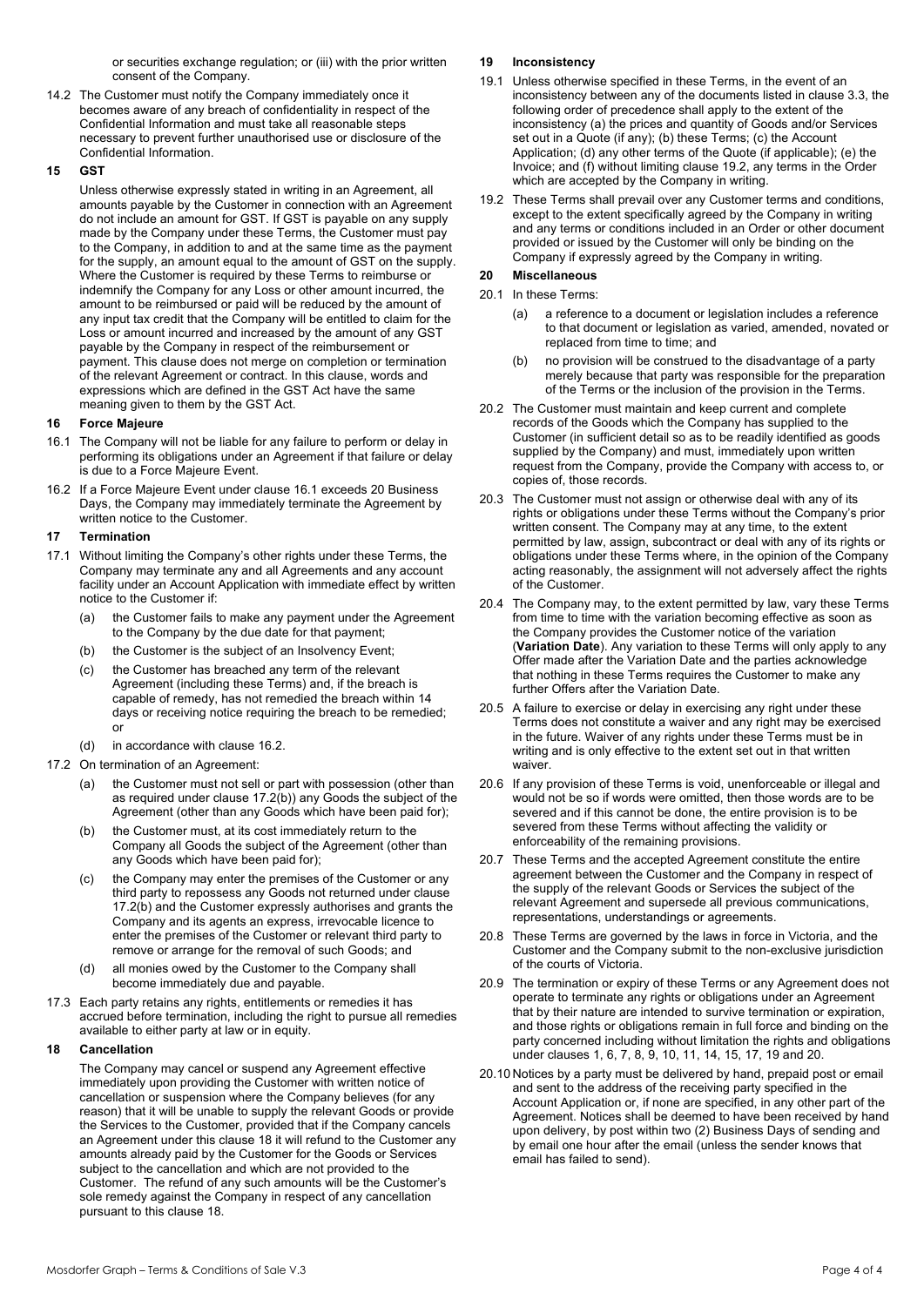or securities exchange regulation; or (iii) with the prior written consent of the Company.

14.2 The Customer must notify the Company immediately once it becomes aware of any breach of confidentiality in respect of the Confidential Information and must take all reasonable steps necessary to prevent further unauthorised use or disclosure of the Confidential Information.

**15 GST**

Unless otherwise expressly stated in writing in an Agreement, all amounts payable by the Customer in connection with an Agreement do not include an amount for GST. If GST is payable on any supply made by the Company under these Terms, the Customer must pay to the Company, in addition to and at the same time as the payment for the supply, an amount equal to the amount of GST on the supply. Where the Customer is required by these Terms to reimburse or indemnify the Company for any Loss or other amount incurred, the amount to be reimbursed or paid will be reduced by the amount of any input tax credit that the Company will be entitled to claim for the Loss or amount incurred and increased by the amount of any GST payable by the Company in respect of the reimbursement or payment. This clause does not merge on completion or termination of the relevant Agreement or contract. In this clause, words and expressions which are defined in the GST Act have the same meaning given to them by the GST Act.

**16 Force Majeure**

16.1 The Company will not be liable for any failure to perform or delay in performing its obligations under an Agreement if that failure or delay is due to a Force Majeure Event.

16.2 If a Force Majeure Event under clause 16.1 exceeds 20 Business Days, the Company may immediately terminate the Agreement by written notice to the Customer.

**17 Termination**

17.1 Without limiting the Company's other rights under these Terms, the Company may terminate any and all Agreements and any account facility under an Account Application with immediate effect by written notice to the Customer if:

(a) the Customer fails to make any payment under the Agreement to the Company by the due date for that payment;

(b) the Customer is the subject of an Insolvency Event;

(c) the Customer has breached any term of the relevant Agreement (including these Terms) and, if the breach is capable of remedy, has not remedied the breach within 14 days or receiving notice requiring the breach to be remedied; or

(d) in accordance with clause 16.2.

17.2 On termination of an Agreement:

(a) the Customer must not sell or part with possession (other than as required under clause 17.2(b)) any Goods the subject of the Agreement (other than any Goods which have been paid for);

(b) the Customer must, at its cost immediately return to the Company all Goods the subject of the Agreement (other than any Goods which have been paid for);

(c) the Company may enter the premises of the Customer or any third party to repossess any Goods not returned under clause 17.2(b) and the Customer expressly authorises and grants the Company and its agents an express, irrevocable licence to enter the premises of the Customer or relevant third party to remove or arrange for the removal of such Goods; and

(d) all monies owed by the Customer to the Company shall become immediately due and payable.

17.3 Each party retains any rights, entitlements or remedies it has accrued before termination, including the right to pursue all remedies available to either party at law or in equity.

**18 Cancellation**

The Company may cancel or suspend any Agreement effective immediately upon providing the Customer with written notice of cancellation or suspension where the Company believes (for any reason) that it will be unable to supply the relevant Goods or provide the Services to the Customer, provided that if the Company cancels an Agreement under this clause 18 it will refund to the Customer any amounts already paid by the Customer for the Goods or Services subject to the cancellation and which are not provided to the Customer. The refund of any such amounts will be the Customer's sole remedy against the Company in respect of any cancellation pursuant to this clause 18.

**19 Inconsistency**

19.1 Unless otherwise specified in these Terms, in the event of an inconsistency between any of the documents listed in clause 3.3, the following order of precedence shall apply to the extent of the inconsistency (a) the prices and quantity of Goods and/or Services set out in a Quote (if any); (b) these Terms; (c) the Account Application; (d) any other terms of the Quote (if applicable); (e) the Invoice; and (f) without limiting clause 19.2, any terms in the Order which are accepted by the Company in writing.

19.2 These Terms shall prevail over any Customer terms and conditions, except to the extent specifically agreed by the Company in writing and any terms or conditions included in an Order or other document provided or issued by the Customer will only be binding on the Company if expressly agreed by the Company in writing.

**20 Miscellaneous**

20.1 In these Terms:

(a) a reference to a document or legislation includes a reference to that document or legislation as varied, amended, novated or replaced from time to time; and

(b) no provision will be construed to the disadvantage of a party merely because that party was responsible for the preparation of the Terms or the inclusion of the provision in the Terms.

20.2 The Customer must maintain and keep current and complete records of the Goods which the Company has supplied to the Customer (in sufficient detail so as to be readily identified as goods supplied by the Company) and must, immediately upon written request from the Company, provide the Company with access to, or copies of, those records.

20.3 The Customer must not assign or otherwise deal with any of its rights or obligations under these Terms without the Company's prior written consent. The Company may at any time, to the extent permitted by law, assign, subcontract or deal with any of its rights or obligations under these Terms where, in the opinion of the Company acting reasonably, the assignment will not adversely affect the rights of the Customer.

20.4 The Company may, to the extent permitted by law, vary these Terms from time to time with the variation becoming effective as soon as the Company provides the Customer notice of the variation (**Variation Date**). Any variation to these Terms will only apply to any Offer made after the Variation Date and the parties acknowledge that nothing in these Terms requires the Customer to make any further Offers after the Variation Date.

20.5 A failure to exercise or delay in exercising any right under these Terms does not constitute a waiver and any right may be exercised in the future. Waiver of any rights under these Terms must be in writing and is only effective to the extent set out in that written waiver.

20.6 If any provision of these Terms is void, unenforceable or illegal and would not be so if words were omitted, then those words are to be severed and if this cannot be done, the entire provision is to be severed from these Terms without affecting the validity or enforceability of the remaining provisions.

20.7 These Terms and the accepted Agreement constitute the entire agreement between the Customer and the Company in respect of the supply of the relevant Goods or Services the subject of the relevant Agreement and supersede all previous communications, representations, understandings or agreements.

20.8 These Terms are governed by the laws in force in Victoria, and the Customer and the Company submit to the non-exclusive jurisdiction of the courts of Victoria.

20.9 The termination or expiry of these Terms or any Agreement does not operate to terminate any rights or obligations under an Agreement that by their nature are intended to survive termination or expiration, and those rights or obligations remain in full force and binding on the party concerned including without limitation the rights and obligations under clauses 1, 6, 7, 8, 9, 10, 11, 14, 15, 17, 19 and 20.

20.10 Notices by a party must be delivered by hand, prepaid post or email and sent to the address of the receiving party specified in the Account Application or, if none are specified, in any other part of the Agreement. Notices shall be deemed to have been received by hand upon delivery, by post within two (2) Business Days of sending and by email one hour after the email (unless the sender knows that email has failed to send).